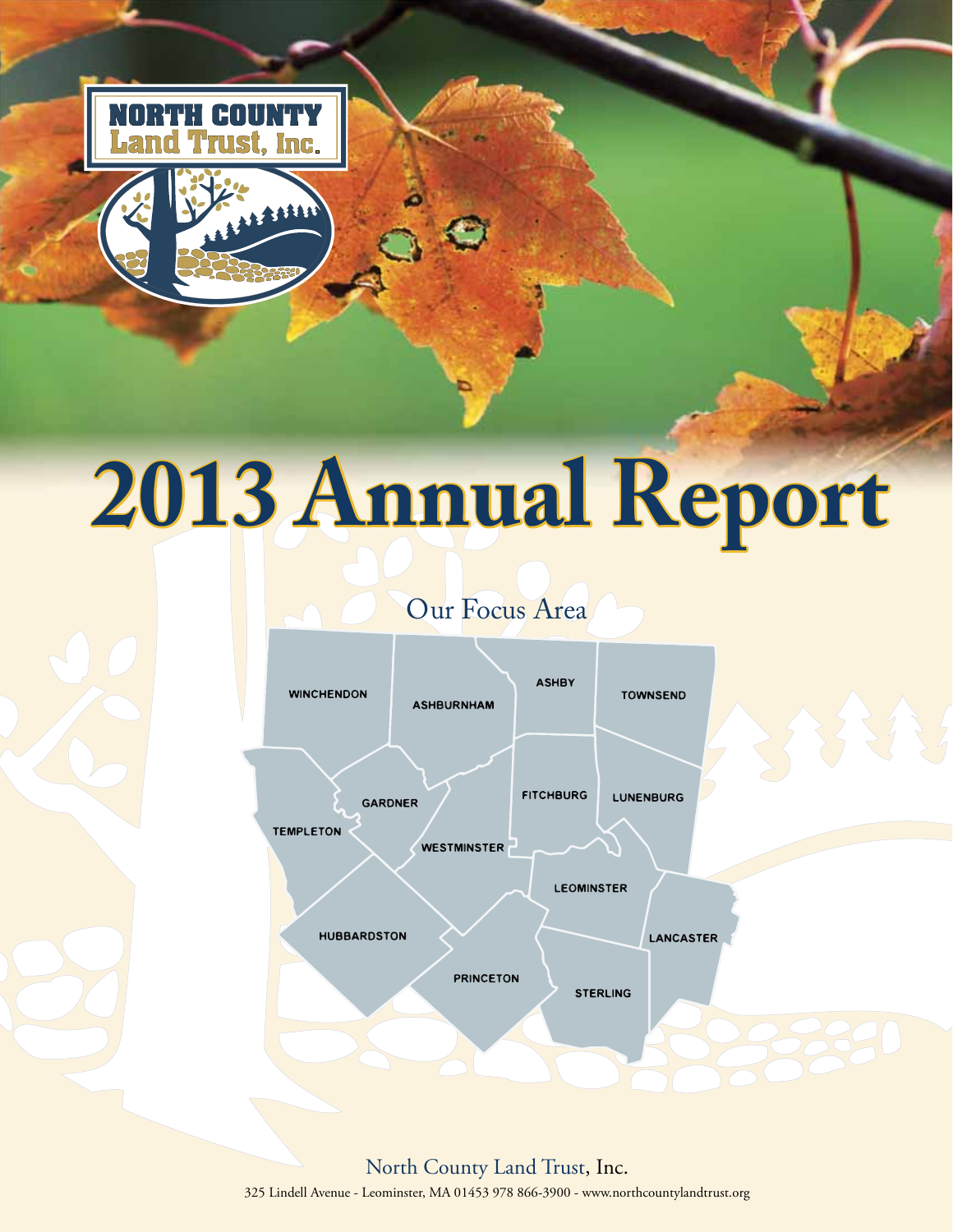NORTH COUNTY
Land Trust, Inc.

# 2013 Annual Report

## Our Focus Area

WINCHENDON, ASHBURNHAM, ASHBY, TOWNSEND, GARDNER, TEMPLETON, FITCHBURG, LUNENBURG, WESTMINSTER, LEOMINSTER, HUBBARDSTON, LANCASTER, PRINCETON, STERLING

North County Land Trust, Inc.

325 Lindell Avenue - Leominster, MA 01453 978 866-3900 - www.northcountylandtrust.org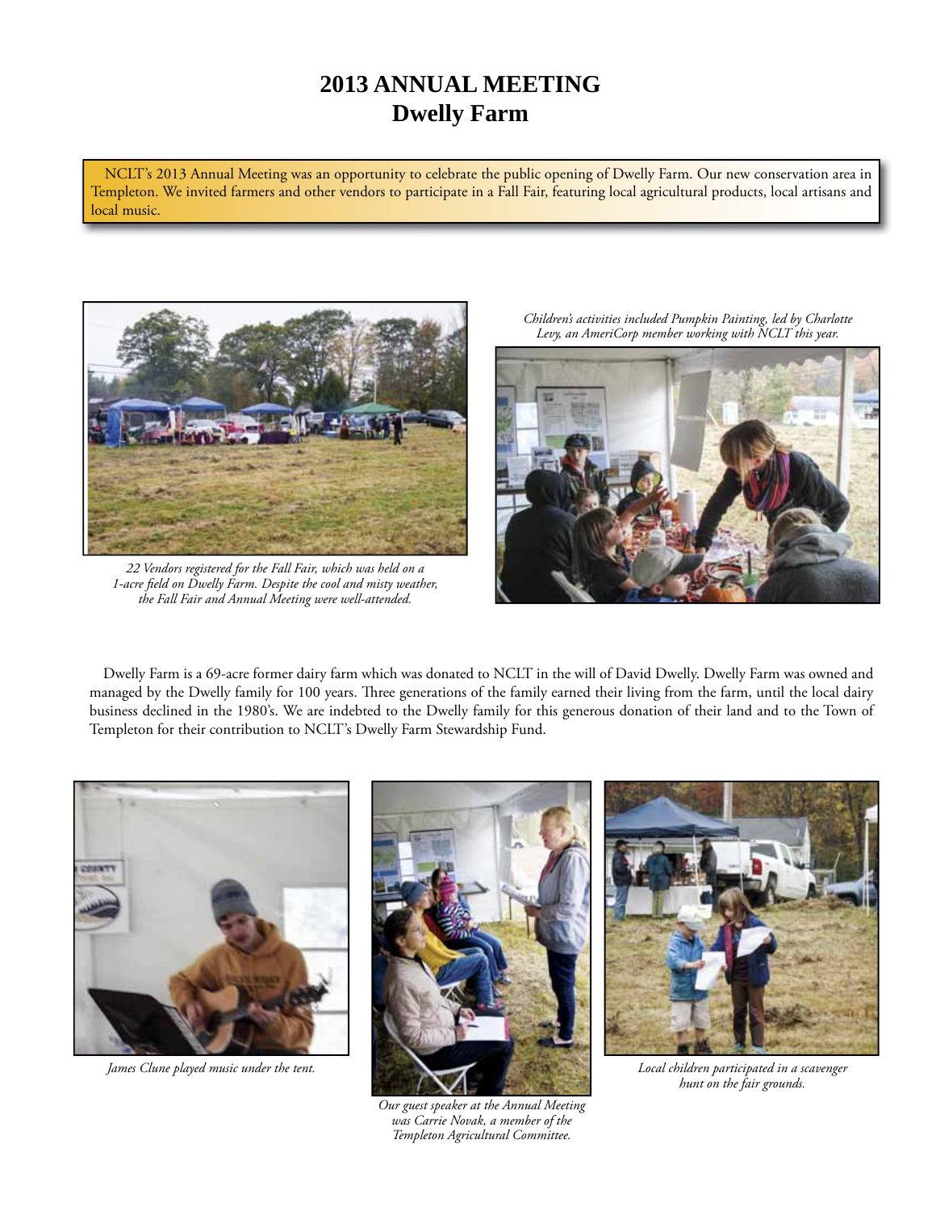# 2013 ANNUAL MEETING
## Dwelly Farm

NCLT's 2013 Annual Meeting was an opportunity to celebrate the public opening of Dwelly Farm. Our new conservation area in Templeton. We invited farmers and other vendors to participate in a Fall Fair, featuring local agricultural products, local artisans and local music.

*22 Vendors registered for the Fall Fair, which was held on a 1-acre field on Dwelly Farm. Despite the cool and misty weather, the Fall Fair and Annual Meeting were well-attended.*

*Children's activities included Pumpkin Painting, led by Charlotte Levy, an AmeriCorp member working with NCLT this year.*

Dwelly Farm is a 69-acre former dairy farm which was donated to NCLT in the will of David Dwelly. Dwelly Farm was owned and managed by the Dwelly family for 100 years. Three generations of the family earned their living from the farm, until the local dairy business declined in the 1980's. We are indebted to the Dwelly family for this generous donation of their land and to the Town of Templeton for their contribution to NCLT's Dwelly Farm Stewardship Fund.

*James Clune played music under the tent.*

*Our guest speaker at the Annual Meeting was Carrie Novak, a member of the Templeton Agricultural Committee.*

*Local children participated in a scavenger hunt on the fair grounds.*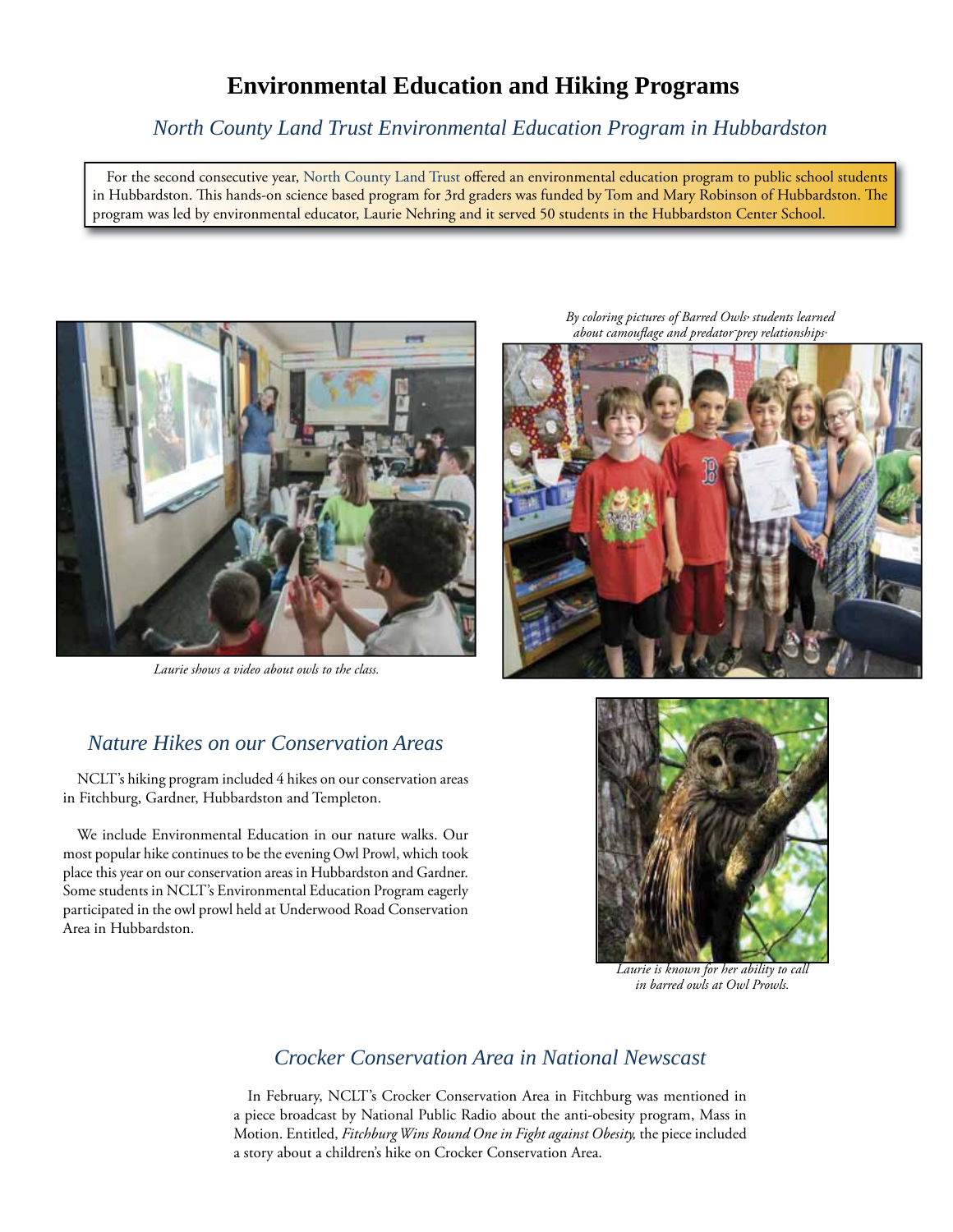# Environmental Education and Hiking Programs

## North County Land Trust Environmental Education Program in Hubbardston

For the second consecutive year, North County Land Trust offered an environmental education program to public school students in Hubbardston. This hands-on science based program for 3rd graders was funded by Tom and Mary Robinson of Hubbardston. The program was led by environmental educator, Laurie Nehring and it served 50 students in the Hubbardston Center School.

*Laurie shows a video about owls to the class.*

*By coloring pictures of Barred Owls, students learned about camouflage and predator-prey relationships.*

## Nature Hikes on our Conservation Areas

NCLT's hiking program included 4 hikes on our conservation areas in Fitchburg, Gardner, Hubbardston and Templeton.

We include Environmental Education in our nature walks. Our most popular hike continues to be the evening Owl Prowl, which took place this year on our conservation areas in Hubbardston and Gardner. Some students in NCLT's Environmental Education Program eagerly participated in the owl prowl held at Underwood Road Conservation Area in Hubbardston.

*Laurie is known for her ability to call in barred owls at Owl Prowls.*

## Crocker Conservation Area in National Newscast

In February, NCLT's Crocker Conservation Area in Fitchburg was mentioned in a piece broadcast by National Public Radio about the anti-obesity program, Mass in Motion. Entitled, *Fitchburg Wins Round One in Fight against Obesity,* the piece included a story about a children's hike on Crocker Conservation Area.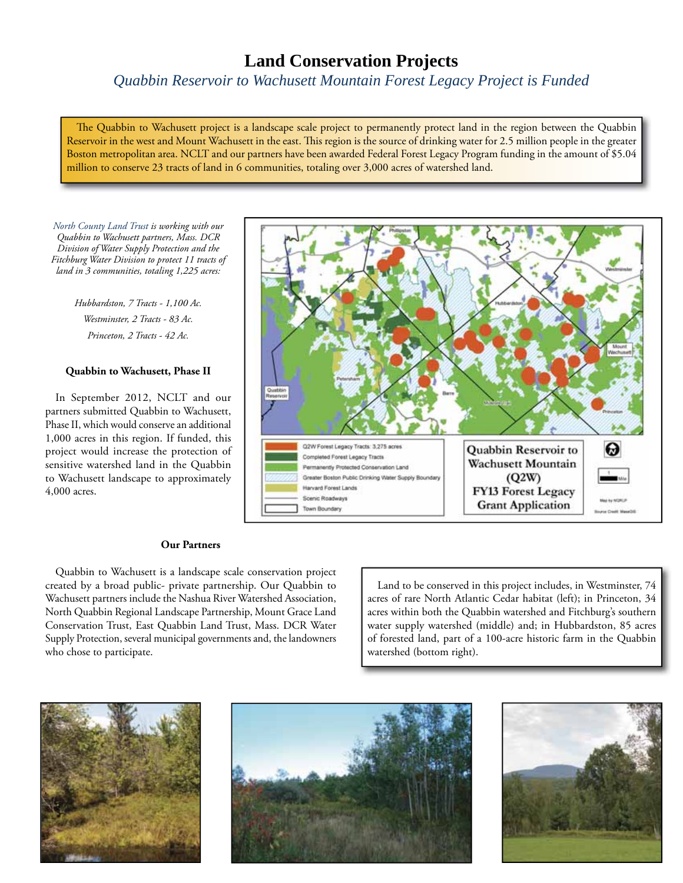# Land Conservation Projects

*Quabbin Reservoir to Wachusett Mountain Forest Legacy Project is Funded*

The Quabbin to Wachusett project is a landscape scale project to permanently protect land in the region between the Quabbin Reservoir in the west and Mount Wachusett in the east. This region is the source of drinking water for 2.5 million people in the greater Boston metropolitan area. NCLT and our partners have been awarded Federal Forest Legacy Program funding in the amount of $5.04 million to conserve 23 tracts of land in 6 communities, totaling over 3,000 acres of watershed land.

*North County Land Trust is working with our Quabbin to Wachusett partners, Mass. DCR Division of Water Supply Protection and the Fitchburg Water Division to protect 11 tracts of land in 3 communities, totaling 1,225 acres:*

*Hubbardston, 7 Tracts - 1,100 Ac.*

*Westminster, 2 Tracts - 83 Ac.*

*Princeton, 2 Tracts - 42 Ac.*

### Quabbin to Wachusett, Phase II

In September 2012, NCLT and our partners submitted Quabbin to Wachusett, Phase II, which would conserve an additional 1,000 acres in this region. If funded, this project would increase the protection of sensitive watershed land in the Quabbin to Wachusett landscape to approximately 4,000 acres.

Q2W Forest Legacy Tracts: 3,275 acres
Completed Forest Legacy Tracts
Permanently Protected Conservation Land
Greater Boston Public Drinking Water Supply Boundary
Harvard Forest Lands
Scenic Roadways
Town Boundary

Quabbin Reservoir to Wachusett Mountain (Q2W) FY13 Forest Legacy Grant Application

### Our Partners

Quabbin to Wachusett is a landscape scale conservation project created by a broad public- private partnership. Our Quabbin to Wachusett partners include the Nashua River Watershed Association, North Quabbin Regional Landscape Partnership, Mount Grace Land Conservation Trust, East Quabbin Land Trust, Mass. DCR Water Supply Protection, several municipal governments and, the landowners who chose to participate.

Land to be conserved in this project includes, in Westminster, 74 acres of rare North Atlantic Cedar habitat (left); in Princeton, 34 acres within both the Quabbin watershed and Fitchburg's southern water supply watershed (middle) and; in Hubbardston, 85 acres of forested land, part of a 100-acre historic farm in the Quabbin watershed (bottom right).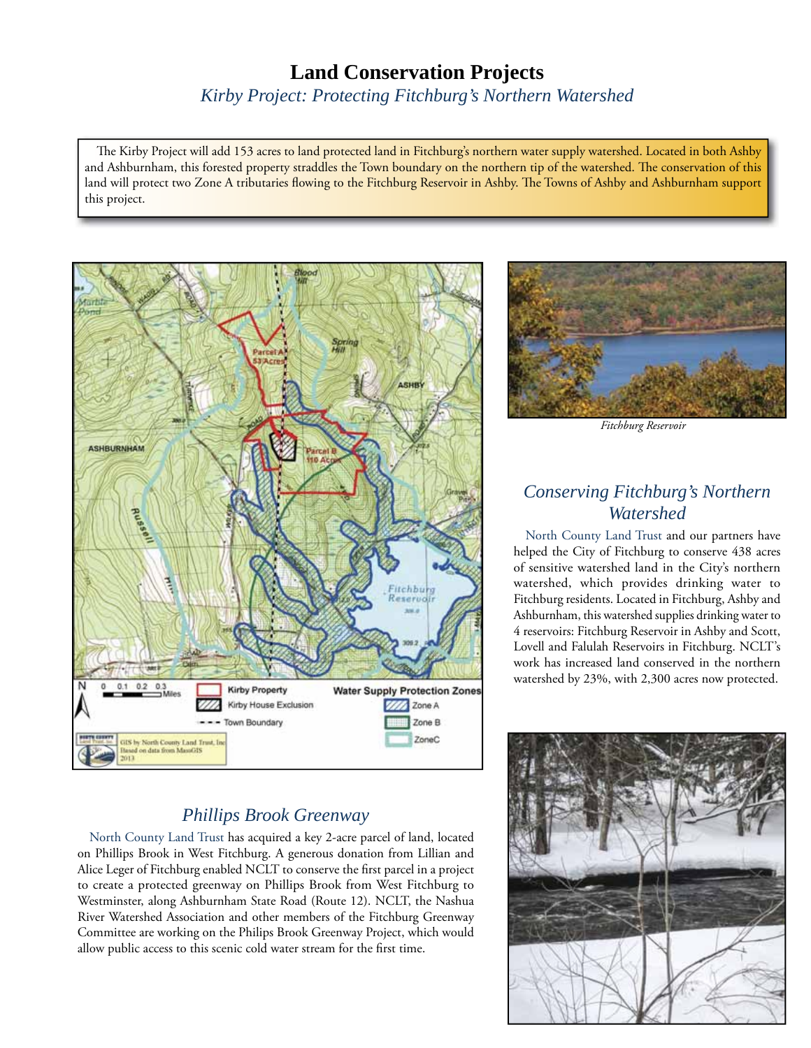# Land Conservation Projects

## *Kirby Project: Protecting Fitchburg's Northern Watershed*

The Kirby Project will add 153 acres to land protected land in Fitchburg's northern water supply watershed. Located in both Ashby and Ashburnham, this forested property straddles the Town boundary on the northern tip of the watershed. The conservation of this land will protect two Zone A tributaries flowing to the Fitchburg Reservoir in Ashby. The Towns of Ashby and Ashburnham support this project.

*Fitchburg Reservoir*

## *Conserving Fitchburg's Northern Watershed*

North County Land Trust and our partners have helped the City of Fitchburg to conserve 438 acres of sensitive watershed land in the City's northern watershed, which provides drinking water to Fitchburg residents. Located in Fitchburg, Ashby and Ashburnham, this watershed supplies drinking water to 4 reservoirs: Fitchburg Reservoir in Ashby and Scott, Lovell and Falulah Reservoirs in Fitchburg. NCLT's work has increased land conserved in the northern watershed by 23%, with 2,300 acres now protected.

## *Phillips Brook Greenway*

North County Land Trust has acquired a key 2-acre parcel of land, located on Phillips Brook in West Fitchburg. A generous donation from Lillian and Alice Leger of Fitchburg enabled NCLT to conserve the first parcel in a project to create a protected greenway on Phillips Brook from West Fitchburg to Westminster, along Ashburnham State Road (Route 12). NCLT, the Nashua River Watershed Association and other members of the Fitchburg Greenway Committee are working on the Philips Brook Greenway Project, which would allow public access to this scenic cold water stream for the first time.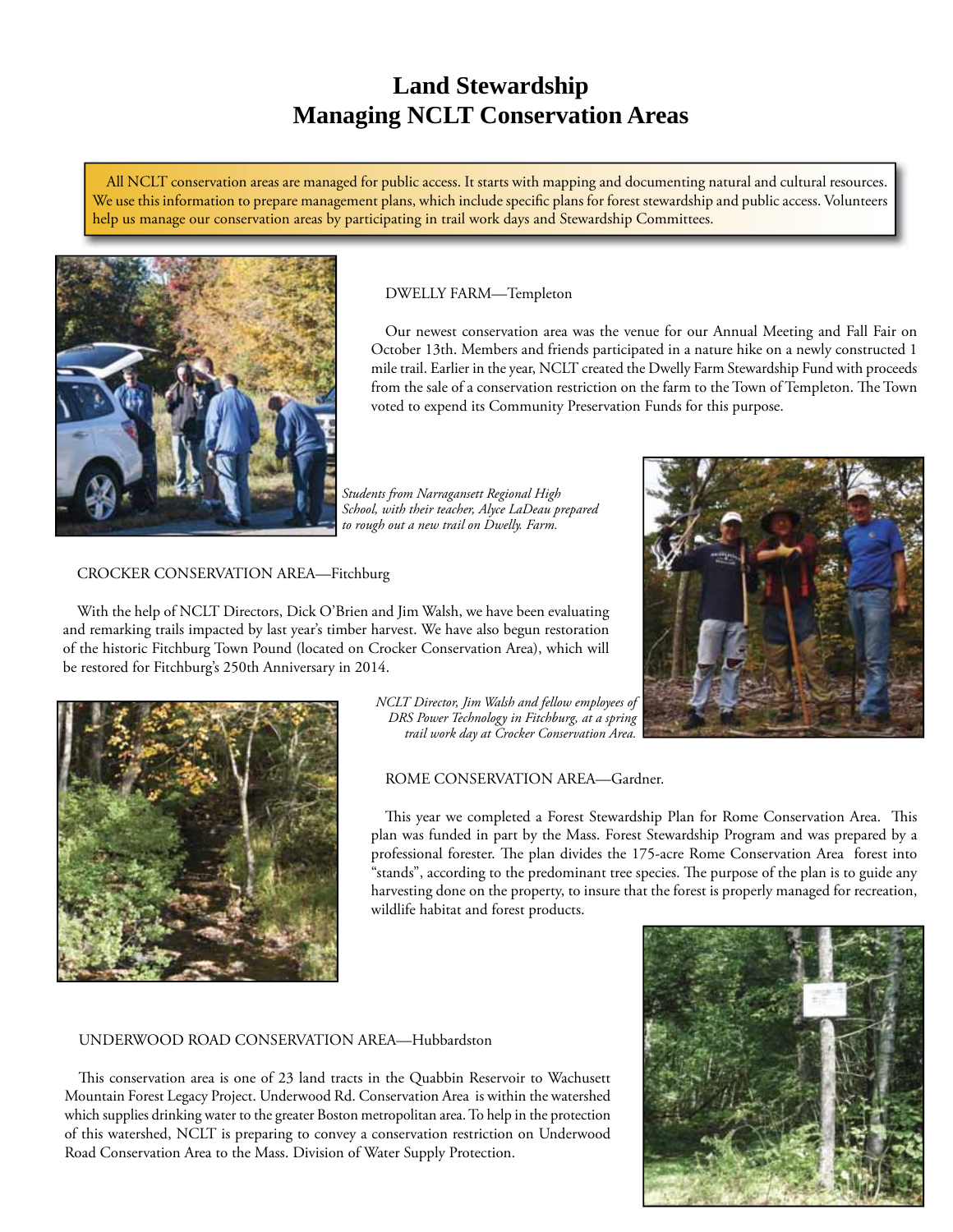# Land Stewardship
# Managing NCLT Conservation Areas

All NCLT conservation areas are managed for public access. It starts with mapping and documenting natural and cultural resources. We use this information to prepare management plans, which include specific plans for forest stewardship and public access. Volunteers help us manage our conservation areas by participating in trail work days and Stewardship Committees.

DWELLY FARM—Templeton

Our newest conservation area was the venue for our Annual Meeting and Fall Fair on October 13th. Members and friends participated in a nature hike on a newly constructed 1 mile trail. Earlier in the year, NCLT created the Dwelly Farm Stewardship Fund with proceeds from the sale of a conservation restriction on the farm to the Town of Templeton. The Town voted to expend its Community Preservation Funds for this purpose.

*Students from Narragansett Regional High School, with their teacher, Alyce LaDeau prepared to rough out a new trail on Dwelly. Farm.*

CROCKER CONSERVATION AREA—Fitchburg

With the help of NCLT Directors, Dick O'Brien and Jim Walsh, we have been evaluating and remarking trails impacted by last year's timber harvest. We have also begun restoration of the historic Fitchburg Town Pound (located on Crocker Conservation Area), which will be restored for Fitchburg's 250th Anniversary in 2014.

*NCLT Director, Jim Walsh and fellow employees of DRS Power Technology in Fitchburg, at a spring trail work day at Crocker Conservation Area.*

ROME CONSERVATION AREA—Gardner.

This year we completed a Forest Stewardship Plan for Rome Conservation Area. This plan was funded in part by the Mass. Forest Stewardship Program and was prepared by a professional forester. The plan divides the 175-acre Rome Conservation Area forest into "stands", according to the predominant tree species. The purpose of the plan is to guide any harvesting done on the property, to insure that the forest is properly managed for recreation, wildlife habitat and forest products.

UNDERWOOD ROAD CONSERVATION AREA—Hubbardston

This conservation area is one of 23 land tracts in the Quabbin Reservoir to Wachusett Mountain Forest Legacy Project. Underwood Rd. Conservation Area is within the watershed which supplies drinking water to the greater Boston metropolitan area. To help in the protection of this watershed, NCLT is preparing to convey a conservation restriction on Underwood Road Conservation Area to the Mass. Division of Water Supply Protection.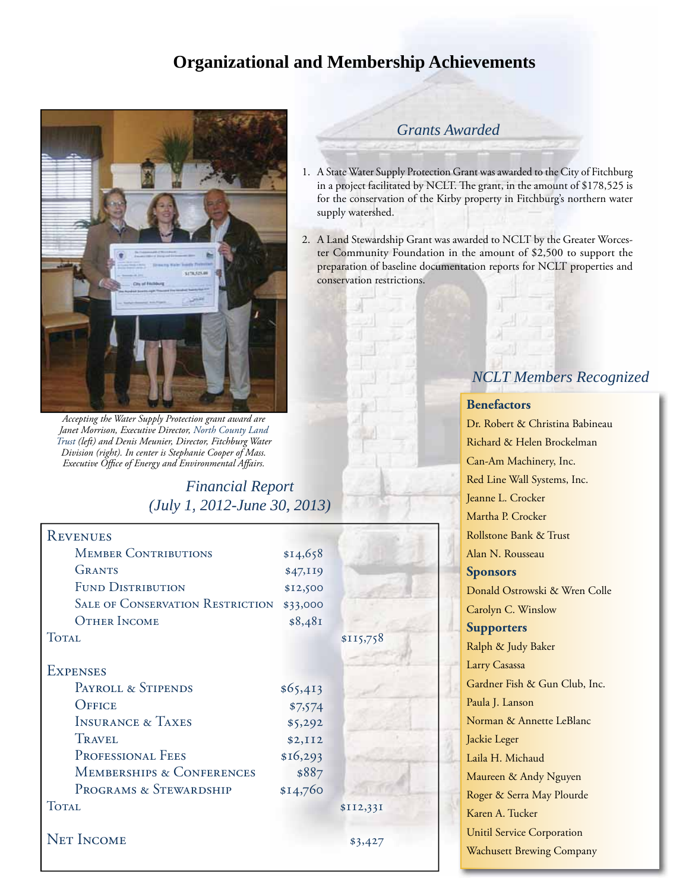# Organizational and Membership Achievements

Accepting the Water Supply Protection grant award are Janet Morrison, Executive Director, North County Land Trust (left) and Denis Meunier, Director, Fitchburg Water Division (right). In center is Stephanie Cooper of Mass. Executive Office of Energy and Environmental Affairs.

## Grants Awarded

1. A State Water Supply Protection Grant was awarded to the City of Fitchburg in a project facilitated by NCLT. The grant, in the amount of $178,525 is for the conservation of the Kirby property in Fitchburg's northern water supply watershed.
2. A Land Stewardship Grant was awarded to NCLT by the Greater Worcester Community Foundation in the amount of $2,500 to support the preparation of baseline documentation reports for NCLT properties and conservation restrictions.

## Financial Report (July 1, 2012-June 30, 2013)

| | | |
|---|---|---|
| **Revenues** | | |
| Member Contributions | $14,658 | |
| Grants | $47,119 | |
| Fund Distribution | $12,500 | |
| Sale of Conservation Restriction | $33,000 | |
| Other Income | $8,481 | |
| Total | | $115,758 |
| **Expenses** | | |
| Payroll & Stipends | $65,413 | |
| Office | $7,574 | |
| Insurance & Taxes | $5,292 | |
| Travel | $2,112 | |
| Professional Fees | $16,293 | |
| Memberships & Conferences | $887 | |
| Programs & Stewardship | $14,760 | |
| Total | | $112,331 |
| **Net Income** | | $3,427 |

## NCLT Members Recognized

### Benefactors

Dr. Robert & Christina Babineau
Richard & Helen Brockelman
Can-Am Machinery, Inc.
Red Line Wall Systems, Inc.
Jeanne L. Crocker
Martha P. Crocker
Rollstone Bank & Trust
Alan N. Rousseau

### Sponsors

Donald Ostrowski & Wren Colle
Carolyn C. Winslow

### Supporters

Ralph & Judy Baker
Larry Casassa
Gardner Fish & Gun Club, Inc.
Paula J. Lanson
Norman & Annette LeBlanc
Jackie Leger
Laila H. Michaud
Maureen & Andy Nguyen
Roger & Serra May Plourde
Karen A. Tucker
Unitil Service Corporation
Wachusett Brewing Company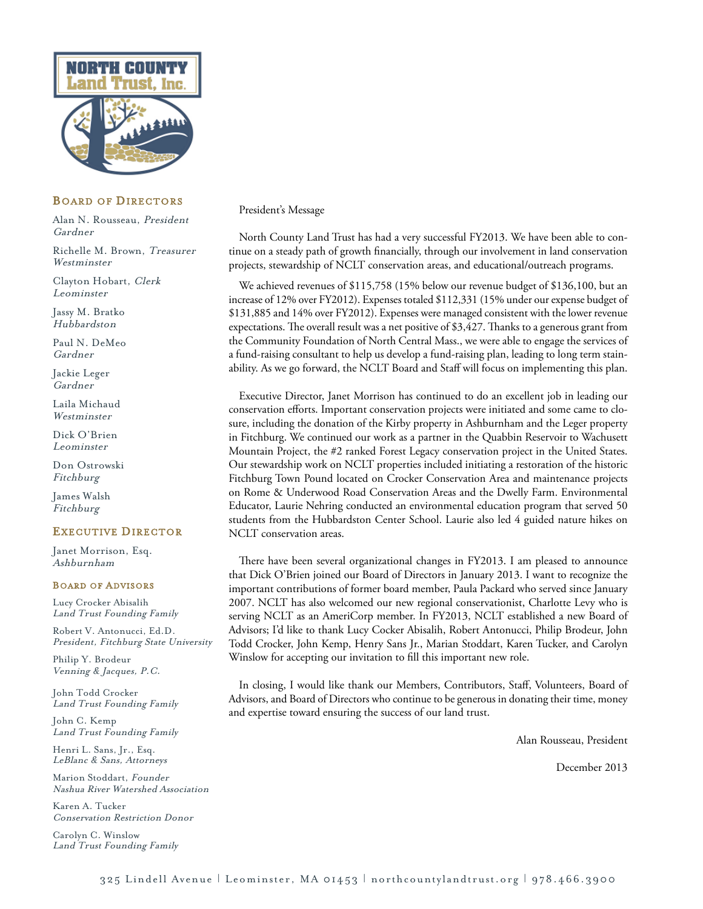NORTH COUNTY Land Trust, Inc.

## Board of Directors

Alan N. Rousseau, *President*
*Gardner*

Richelle M. Brown, *Treasurer*
*Westminster*

Clayton Hobart, *Clerk*
*Leominster*

Jassy M. Bratko
*Hubbardston*

Paul N. DeMeo
*Gardner*

Jackie Leger
*Gardner*

Laila Michaud
*Westminster*

Dick O'Brien
*Leominster*

Don Ostrowski
*Fitchburg*

James Walsh
*Fitchburg*

## Executive Director

Janet Morrison, Esq.
*Ashburnham*

## Board of Advisors

Lucy Crocker Abisalih
*Land Trust Founding Family*

Robert V. Antonucci, Ed.D.
*President, Fitchburg State University*

Philip Y. Brodeur
*Venning & Jacques, P.C.*

John Todd Crocker
*Land Trust Founding Family*

John C. Kemp
*Land Trust Founding Family*

Henri L. Sans, Jr., Esq.
*LeBlanc & Sans, Attorneys*

Marion Stoddart, *Founder*
*Nashua River Watershed Association*

Karen A. Tucker
*Conservation Restriction Donor*

Carolyn C. Winslow
*Land Trust Founding Family*

President's Message

North County Land Trust has had a very successful FY2013. We have been able to continue on a steady path of growth financially, through our involvement in land conservation projects, stewardship of NCLT conservation areas, and educational/outreach programs.

We achieved revenues of $115,758 (15% below our revenue budget of $136,100, but an increase of 12% over FY2012). Expenses totaled $112,331 (15% under our expense budget of $131,885 and 14% over FY2012). Expenses were managed consistent with the lower revenue expectations. The overall result was a net positive of $3,427. Thanks to a generous grant from the Community Foundation of North Central Mass., we were able to engage the services of a fund-raising consultant to help us develop a fund-raising plan, leading to long term stainability. As we go forward, the NCLT Board and Staff will focus on implementing this plan.

Executive Director, Janet Morrison has continued to do an excellent job in leading our conservation efforts. Important conservation projects were initiated and some came to closure, including the donation of the Kirby property in Ashburnham and the Leger property in Fitchburg. We continued our work as a partner in the Quabbin Reservoir to Wachusett Mountain Project, the #2 ranked Forest Legacy conservation project in the United States. Our stewardship work on NCLT properties included initiating a restoration of the historic Fitchburg Town Pound located on Crocker Conservation Area and maintenance projects on Rome & Underwood Road Conservation Areas and the Dwelly Farm. Environmental Educator, Laurie Nehring conducted an environmental education program that served 50 students from the Hubbardston Center School. Laurie also led 4 guided nature hikes on NCLT conservation areas.

There have been several organizational changes in FY2013. I am pleased to announce that Dick O'Brien joined our Board of Directors in January 2013. I want to recognize the important contributions of former board member, Paula Packard who served since January 2007. NCLT has also welcomed our new regional conservationist, Charlotte Levy who is serving NCLT as an AmeriCorp member. In FY2013, NCLT established a new Board of Advisors; I'd like to thank Lucy Cocker Abisalih, Robert Antonucci, Philip Brodeur, John Todd Crocker, John Kemp, Henry Sans Jr., Marian Stoddart, Karen Tucker, and Carolyn Winslow for accepting our invitation to fill this important new role.

In closing, I would like thank our Members, Contributors, Staff, Volunteers, Board of Advisors, and Board of Directors who continue to be generous in donating their time, money and expertise toward ensuring the success of our land trust.

Alan Rousseau, President

December 2013

325 Lindell Avenue | Leominster, MA 01453 | northcountylandtrust.org | 978.466.3900